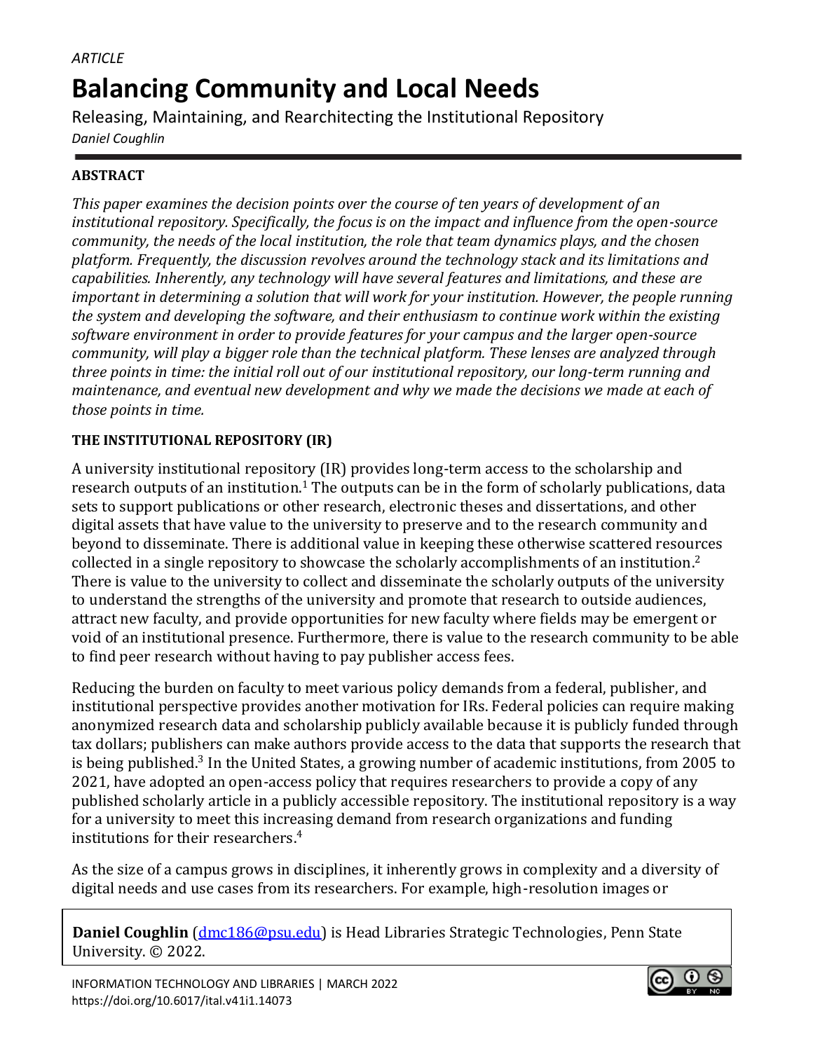*ARTICLE*

# Balancing Community and Local Needs

Releasing, Maintaining, and Rearchitecting the Institutional Repository

*Daniel Coughlin*

## ABSTRACT

*This paper examines the decision points over the course of ten years of development of an institutional repository. Specifically, the focus is on the impact and influence from the open-source community, the needs of the local institution, the role that team dynamics plays, and the chosen platform. Frequently, the discussion revolves around the technology stack and its limitations and capabilities. Inherently, any technology will have several features and limitations, and these are important in determining a solution that will work for your institution. However, the people running the system and developing the software, and their enthusiasm to continue work within the existing software environment in order to provide features for your campus and the larger open-source community, will play a bigger role than the technical platform. These lenses are analyzed through three points in time: the initial roll out of our institutional repository, our long-term running and maintenance, and eventual new development and why we made the decisions we made at each of those points in time.*

## THE INSTITUTIONAL REPOSITORY (IR)

A university institutional repository (IR) provides long-term access to the scholarship and research outputs of an institution.[1] The outputs can be in the form of scholarly publications, data sets to support publications or other research, electronic theses and dissertations, and other digital assets that have value to the university to preserve and to the research community and beyond to disseminate. There is additional value in keeping these otherwise scattered resources collected in a single repository to showcase the scholarly accomplishments of an institution.[2] There is value to the university to collect and disseminate the scholarly outputs of the university to understand the strengths of the university and promote that research to outside audiences, attract new faculty, and provide opportunities for new faculty where fields may be emergent or void of an institutional presence. Furthermore, there is value to the research community to be able to find peer research without having to pay publisher access fees.

Reducing the burden on faculty to meet various policy demands from a federal, publisher, and institutional perspective provides another motivation for IRs. Federal policies can require making anonymized research data and scholarship publicly available because it is publicly funded through tax dollars; publishers can make authors provide access to the data that supports the research that is being published.[3] In the United States, a growing number of academic institutions, from 2005 to 2021, have adopted an open-access policy that requires researchers to provide a copy of any published scholarly article in a publicly accessible repository. The institutional repository is a way for a university to meet this increasing demand from research organizations and funding institutions for their researchers.[4]

As the size of a campus grows in disciplines, it inherently grows in complexity and a diversity of digital needs and use cases from its researchers. For example, high-resolution images or

**Daniel Coughlin** (dmc186@psu.edu) is Head Libraries Strategic Technologies, Penn State University. © 2022.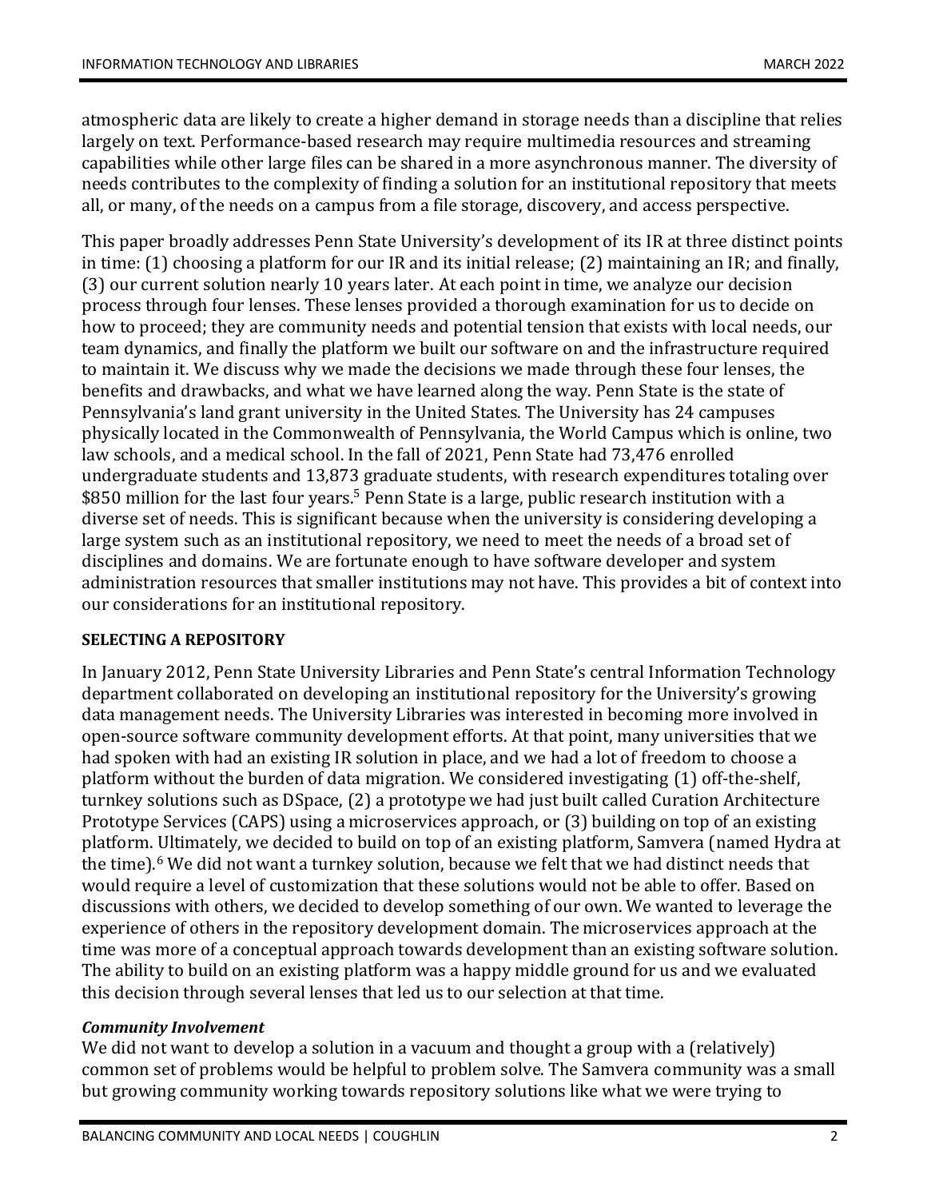atmospheric data are likely to create a higher demand in storage needs than a discipline that relies largely on text. Performance-based research may require multimedia resources and streaming capabilities while other large files can be shared in a more asynchronous manner. The diversity of needs contributes to the complexity of finding a solution for an institutional repository that meets all, or many, of the needs on a campus from a file storage, discovery, and access perspective.

This paper broadly addresses Penn State University's development of its IR at three distinct points in time: (1) choosing a platform for our IR and its initial release; (2) maintaining an IR; and finally, (3) our current solution nearly 10 years later. At each point in time, we analyze our decision process through four lenses. These lenses provided a thorough examination for us to decide on how to proceed; they are community needs and potential tension that exists with local needs, our team dynamics, and finally the platform we built our software on and the infrastructure required to maintain it. We discuss why we made the decisions we made through these four lenses, the benefits and drawbacks, and what we have learned along the way. Penn State is the state of Pennsylvania's land grant university in the United States. The University has 24 campuses physically located in the Commonwealth of Pennsylvania, the World Campus which is online, two law schools, and a medical school. In the fall of 2021, Penn State had 73,476 enrolled undergraduate students and 13,873 graduate students, with research expenditures totaling over $850 million for the last four years.[5] Penn State is a large, public research institution with a diverse set of needs. This is significant because when the university is considering developing a large system such as an institutional repository, we need to meet the needs of a broad set of disciplines and domains. We are fortunate enough to have software developer and system administration resources that smaller institutions may not have. This provides a bit of context into our considerations for an institutional repository.

## SELECTING A REPOSITORY

In January 2012, Penn State University Libraries and Penn State's central Information Technology department collaborated on developing an institutional repository for the University's growing data management needs. The University Libraries was interested in becoming more involved in open-source software community development efforts. At that point, many universities that we had spoken with had an existing IR solution in place, and we had a lot of freedom to choose a platform without the burden of data migration. We considered investigating (1) off-the-shelf, turnkey solutions such as DSpace, (2) a prototype we had just built called Curation Architecture Prototype Services (CAPS) using a microservices approach, or (3) building on top of an existing platform. Ultimately, we decided to build on top of an existing platform, Samvera (named Hydra at the time).[6] We did not want a turnkey solution, because we felt that we had distinct needs that would require a level of customization that these solutions would not be able to offer. Based on discussions with others, we decided to develop something of our own. We wanted to leverage the experience of others in the repository development domain. The microservices approach at the time was more of a conceptual approach towards development than an existing software solution. The ability to build on an existing platform was a happy middle ground for us and we evaluated this decision through several lenses that led us to our selection at that time.

### *Community Involvement*

We did not want to develop a solution in a vacuum and thought a group with a (relatively) common set of problems would be helpful to problem solve. The Samvera community was a small but growing community working towards repository solutions like what we were trying to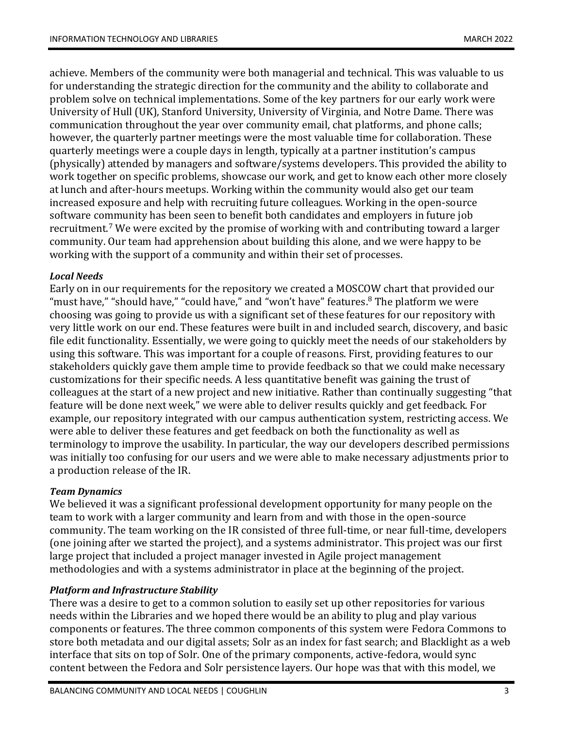achieve. Members of the community were both managerial and technical. This was valuable to us for understanding the strategic direction for the community and the ability to collaborate and problem solve on technical implementations. Some of the key partners for our early work were University of Hull (UK), Stanford University, University of Virginia, and Notre Dame. There was communication throughout the year over community email, chat platforms, and phone calls; however, the quarterly partner meetings were the most valuable time for collaboration. These quarterly meetings were a couple days in length, typically at a partner institution's campus (physically) attended by managers and software/systems developers. This provided the ability to work together on specific problems, showcase our work, and get to know each other more closely at lunch and after-hours meetups. Working within the community would also get our team increased exposure and help with recruiting future colleagues. Working in the open-source software community has been seen to benefit both candidates and employers in future job recruitment.[7] We were excited by the promise of working with and contributing toward a larger community. Our team had apprehension about building this alone, and we were happy to be working with the support of a community and within their set of processes.

***Local Needs***

Early on in our requirements for the repository we created a MOSCOW chart that provided our "must have," "should have," "could have," and "won't have" features.[8] The platform we were choosing was going to provide us with a significant set of these features for our repository with very little work on our end. These features were built in and included search, discovery, and basic file edit functionality. Essentially, we were going to quickly meet the needs of our stakeholders by using this software. This was important for a couple of reasons. First, providing features to our stakeholders quickly gave them ample time to provide feedback so that we could make necessary customizations for their specific needs. A less quantitative benefit was gaining the trust of colleagues at the start of a new project and new initiative. Rather than continually suggesting "that feature will be done next week," we were able to deliver results quickly and get feedback. For example, our repository integrated with our campus authentication system, restricting access. We were able to deliver these features and get feedback on both the functionality as well as terminology to improve the usability. In particular, the way our developers described permissions was initially too confusing for our users and we were able to make necessary adjustments prior to a production release of the IR.

***Team Dynamics***

We believed it was a significant professional development opportunity for many people on the team to work with a larger community and learn from and with those in the open-source community. The team working on the IR consisted of three full-time, or near full-time, developers (one joining after we started the project), and a systems administrator. This project was our first large project that included a project manager invested in Agile project management methodologies and with a systems administrator in place at the beginning of the project.

***Platform and Infrastructure Stability***

There was a desire to get to a common solution to easily set up other repositories for various needs within the Libraries and we hoped there would be an ability to plug and play various components or features. The three common components of this system were Fedora Commons to store both metadata and our digital assets; Solr as an index for fast search; and Blacklight as a web interface that sits on top of Solr. One of the primary components, active-fedora, would sync content between the Fedora and Solr persistence layers. Our hope was that with this model, we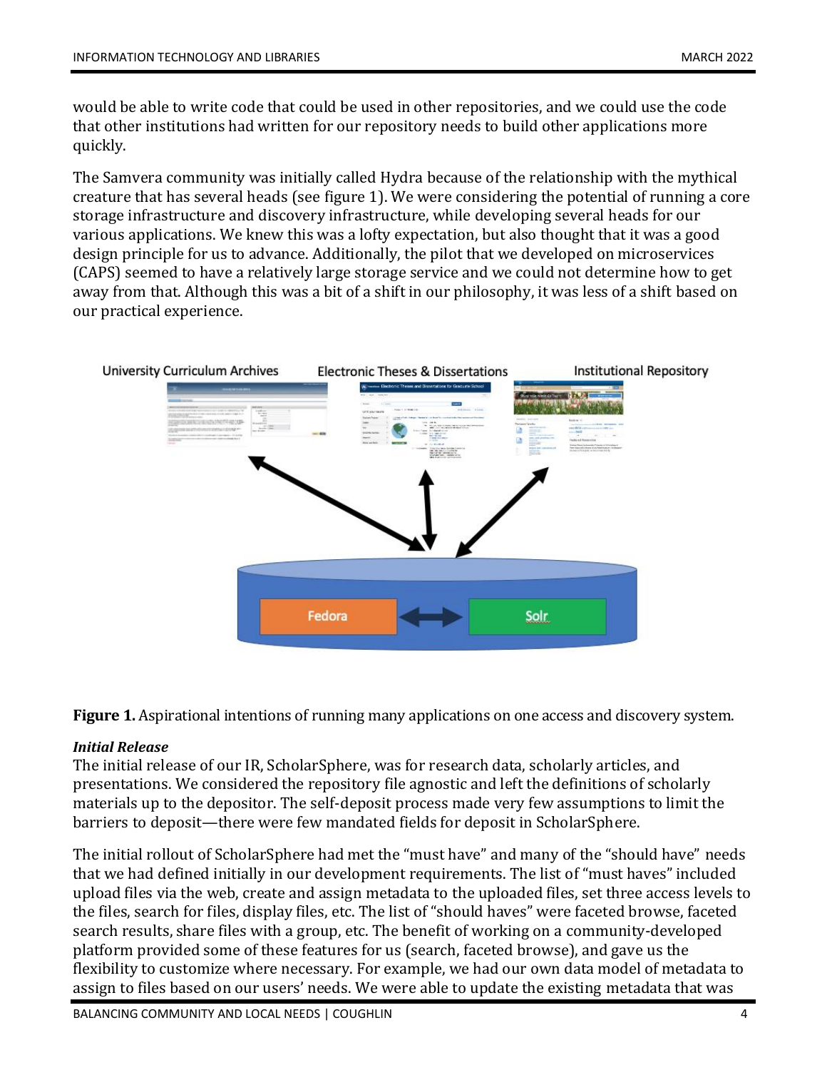would be able to write code that could be used in other repositories, and we could use the code that other institutions had written for our repository needs to build other applications more quickly.

The Samvera community was initially called Hydra because of the relationship with the mythical creature that has several heads (see figure 1). We were considering the potential of running a core storage infrastructure and discovery infrastructure, while developing several heads for our various applications. We knew this was a lofty expectation, but also thought that it was a good design principle for us to advance. Additionally, the pilot that we developed on microservices (CAPS) seemed to have a relatively large storage service and we could not determine how to get away from that. Although this was a bit of a shift in our philosophy, it was less of a shift based on our practical experience.

**Figure 1.** Aspirational intentions of running many applications on one access and discovery system.

### *Initial Release*

The initial release of our IR, ScholarSphere, was for research data, scholarly articles, and presentations. We considered the repository file agnostic and left the definitions of scholarly materials up to the depositor. The self-deposit process made very few assumptions to limit the barriers to deposit—there were few mandated fields for deposit in ScholarSphere.

The initial rollout of ScholarSphere had met the "must have" and many of the "should have" needs that we had defined initially in our development requirements. The list of "must haves" included upload files via the web, create and assign metadata to the uploaded files, set three access levels to the files, search for files, display files, etc. The list of "should haves" were faceted browse, faceted search results, share files with a group, etc. The benefit of working on a community-developed platform provided some of these features for us (search, faceted browse), and gave us the flexibility to customize where necessary. For example, we had our own data model of metadata to assign to files based on our users' needs. We were able to update the existing metadata that was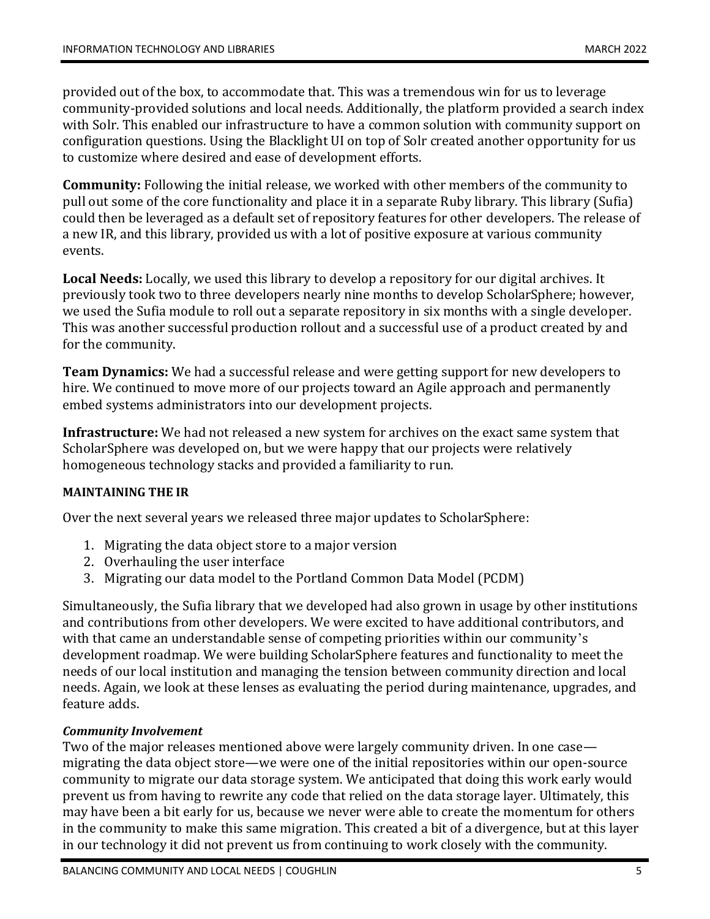provided out of the box, to accommodate that. This was a tremendous win for us to leverage community-provided solutions and local needs. Additionally, the platform provided a search index with Solr. This enabled our infrastructure to have a common solution with community support on configuration questions. Using the Blacklight UI on top of Solr created another opportunity for us to customize where desired and ease of development efforts.

**Community:** Following the initial release, we worked with other members of the community to pull out some of the core functionality and place it in a separate Ruby library. This library (Sufia) could then be leveraged as a default set of repository features for other developers. The release of a new IR, and this library, provided us with a lot of positive exposure at various community events.

**Local Needs:** Locally, we used this library to develop a repository for our digital archives. It previously took two to three developers nearly nine months to develop ScholarSphere; however, we used the Sufia module to roll out a separate repository in six months with a single developer. This was another successful production rollout and a successful use of a product created by and for the community.

**Team Dynamics:** We had a successful release and were getting support for new developers to hire. We continued to move more of our projects toward an Agile approach and permanently embed systems administrators into our development projects.

**Infrastructure:** We had not released a new system for archives on the exact same system that ScholarSphere was developed on, but we were happy that our projects were relatively homogeneous technology stacks and provided a familiarity to run.

## MAINTAINING THE IR

Over the next several years we released three major updates to ScholarSphere:

1. Migrating the data object store to a major version
2. Overhauling the user interface
3. Migrating our data model to the Portland Common Data Model (PCDM)

Simultaneously, the Sufia library that we developed had also grown in usage by other institutions and contributions from other developers. We were excited to have additional contributors, and with that came an understandable sense of competing priorities within our community's development roadmap. We were building ScholarSphere features and functionality to meet the needs of our local institution and managing the tension between community direction and local needs. Again, we look at these lenses as evaluating the period during maintenance, upgrades, and feature adds.

### *Community Involvement*

Two of the major releases mentioned above were largely community driven. In one case—migrating the data object store—we were one of the initial repositories within our open-source community to migrate our data storage system. We anticipated that doing this work early would prevent us from having to rewrite any code that relied on the data storage layer. Ultimately, this may have been a bit early for us, because we never were able to create the momentum for others in the community to make this same migration. This created a bit of a divergence, but at this layer in our technology it did not prevent us from continuing to work closely with the community.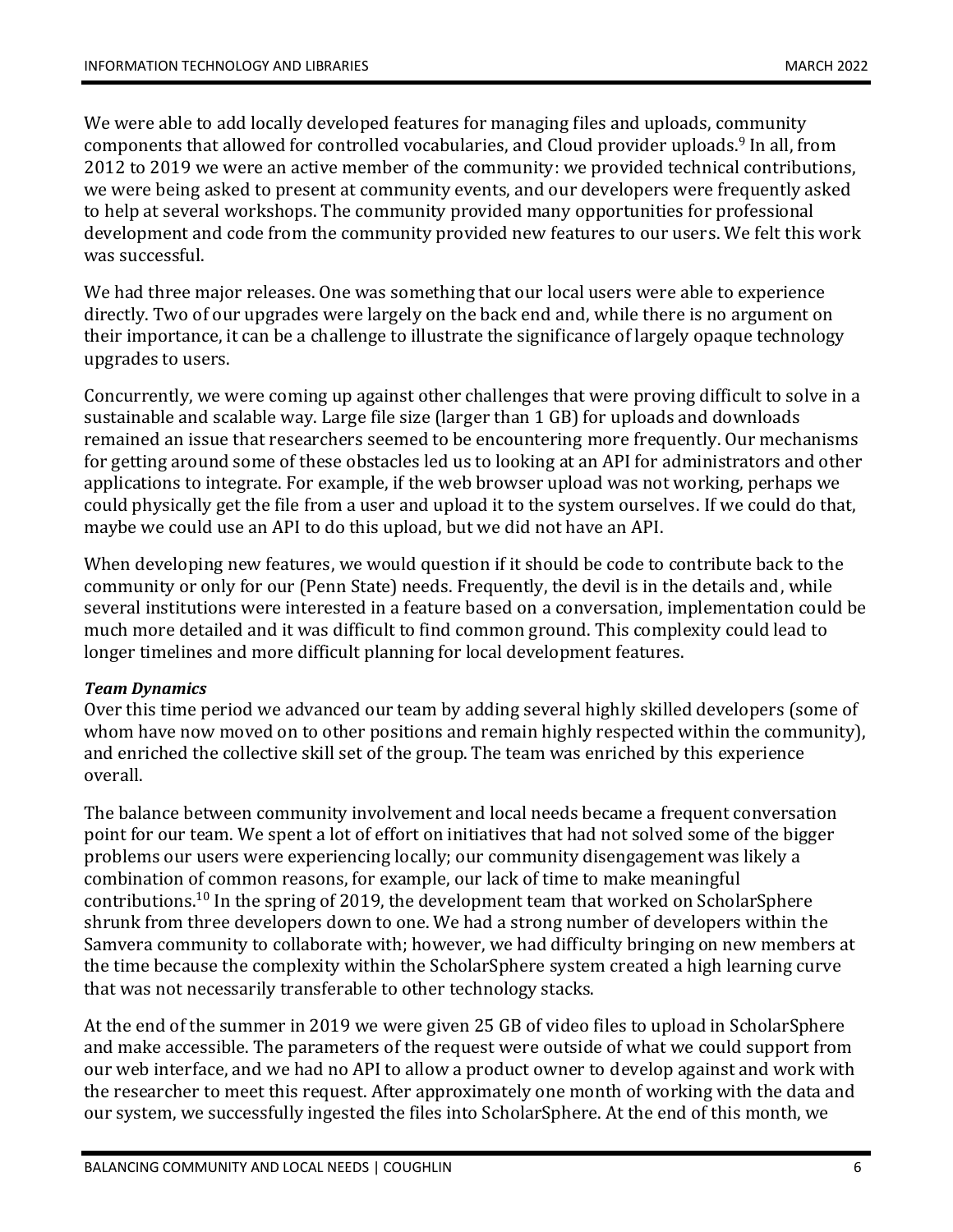We were able to add locally developed features for managing files and uploads, community components that allowed for controlled vocabularies, and Cloud provider uploads.[9] In all, from 2012 to 2019 we were an active member of the community: we provided technical contributions, we were being asked to present at community events, and our developers were frequently asked to help at several workshops. The community provided many opportunities for professional development and code from the community provided new features to our users. We felt this work was successful.

We had three major releases. One was something that our local users were able to experience directly. Two of our upgrades were largely on the back end and, while there is no argument on their importance, it can be a challenge to illustrate the significance of largely opaque technology upgrades to users.

Concurrently, we were coming up against other challenges that were proving difficult to solve in a sustainable and scalable way. Large file size (larger than 1 GB) for uploads and downloads remained an issue that researchers seemed to be encountering more frequently. Our mechanisms for getting around some of these obstacles led us to looking at an API for administrators and other applications to integrate. For example, if the web browser upload was not working, perhaps we could physically get the file from a user and upload it to the system ourselves. If we could do that, maybe we could use an API to do this upload, but we did not have an API.

When developing new features, we would question if it should be code to contribute back to the community or only for our (Penn State) needs. Frequently, the devil is in the details and, while several institutions were interested in a feature based on a conversation, implementation could be much more detailed and it was difficult to find common ground. This complexity could lead to longer timelines and more difficult planning for local development features.

***Team Dynamics***

Over this time period we advanced our team by adding several highly skilled developers (some of whom have now moved on to other positions and remain highly respected within the community), and enriched the collective skill set of the group. The team was enriched by this experience overall.

The balance between community involvement and local needs became a frequent conversation point for our team. We spent a lot of effort on initiatives that had not solved some of the bigger problems our users were experiencing locally; our community disengagement was likely a combination of common reasons, for example, our lack of time to make meaningful contributions.[10] In the spring of 2019, the development team that worked on ScholarSphere shrunk from three developers down to one. We had a strong number of developers within the Samvera community to collaborate with; however, we had difficulty bringing on new members at the time because the complexity within the ScholarSphere system created a high learning curve that was not necessarily transferable to other technology stacks.

At the end of the summer in 2019 we were given 25 GB of video files to upload in ScholarSphere and make accessible. The parameters of the request were outside of what we could support from our web interface, and we had no API to allow a product owner to develop against and work with the researcher to meet this request. After approximately one month of working with the data and our system, we successfully ingested the files into ScholarSphere. At the end of this month, we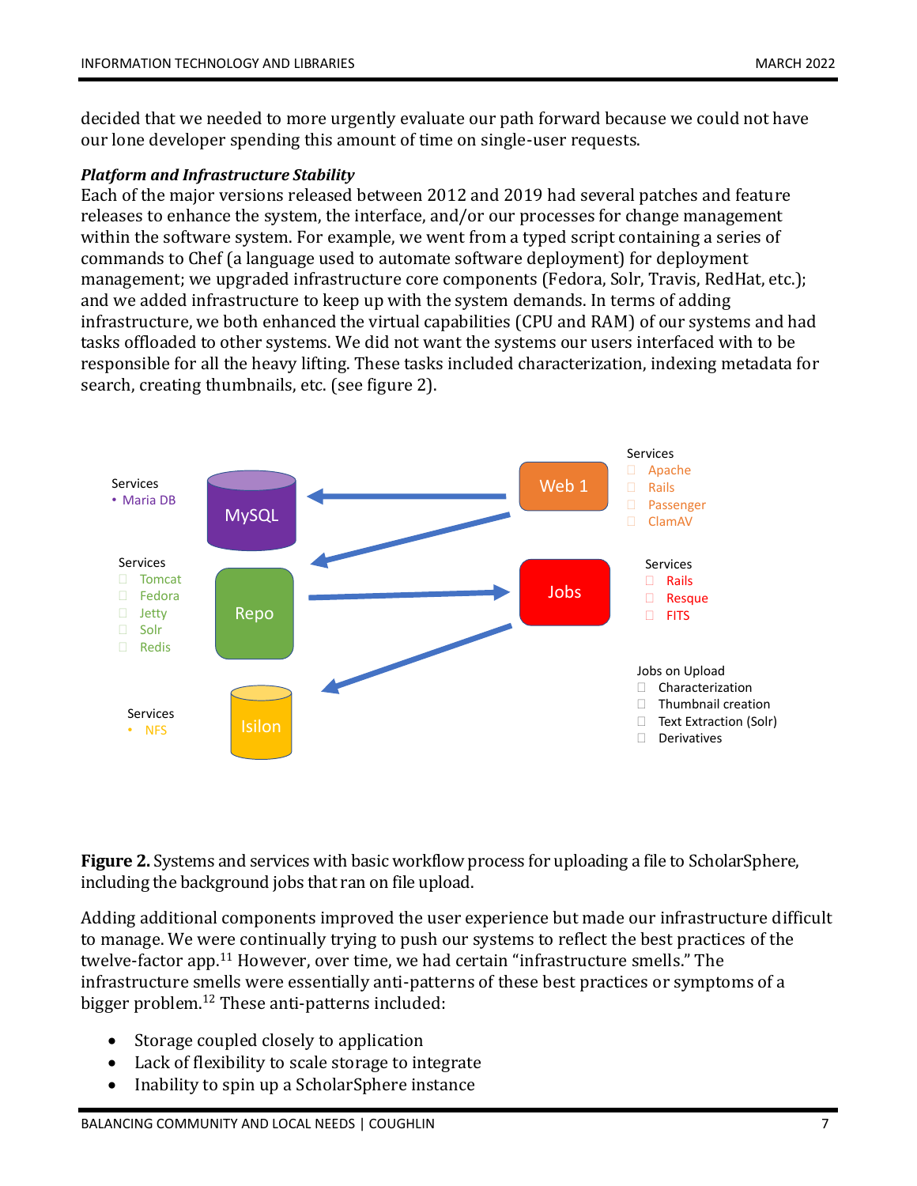decided that we needed to more urgently evaluate our path forward because we could not have our lone developer spending this amount of time on single-user requests.

***Platform and Infrastructure Stability***

Each of the major versions released between 2012 and 2019 had several patches and feature releases to enhance the system, the interface, and/or our processes for change management within the software system. For example, we went from a typed script containing a series of commands to Chef (a language used to automate software deployment) for deployment management; we upgraded infrastructure core components (Fedora, Solr, Travis, RedHat, etc.); and we added infrastructure to keep up with the system demands. In terms of adding infrastructure, we both enhanced the virtual capabilities (CPU and RAM) of our systems and had tasks offloaded to other systems. We did not want the systems our users interfaced with to be responsible for all the heavy lifting. These tasks included characterization, indexing metadata for search, creating thumbnails, etc. (see figure 2).

Services
- Maria DB

MySQL

Services
- Tomcat
- Fedora
- Jetty
- Solr
- Redis

Repo

Services
- NFS

Isilon

Web 1

Services
- Apache
- Rails
- Passenger
- ClamAV

Jobs

Services
- Rails
- Resque
- FITS

Jobs on Upload
- Characterization
- Thumbnail creation
- Text Extraction (Solr)
- Derivatives

**Figure 2.** Systems and services with basic workflow process for uploading a file to ScholarSphere, including the background jobs that ran on file upload.

Adding additional components improved the user experience but made our infrastructure difficult to manage. We were continually trying to push our systems to reflect the best practices of the twelve-factor app.[11] However, over time, we had certain "infrastructure smells." The infrastructure smells were essentially anti-patterns of these best practices or symptoms of a bigger problem.[12] These anti-patterns included:

- Storage coupled closely to application
- Lack of flexibility to scale storage to integrate
- Inability to spin up a ScholarSphere instance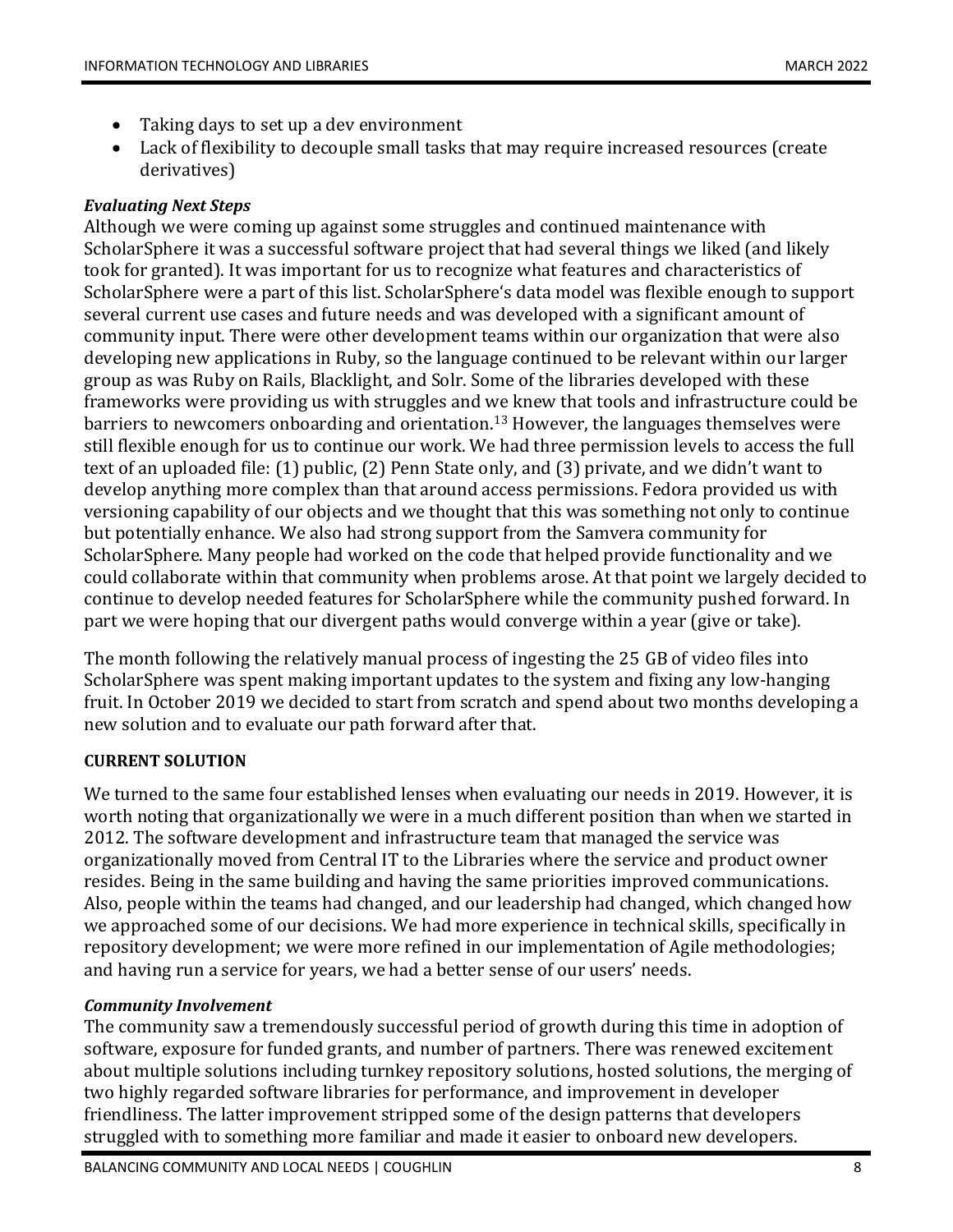- Taking days to set up a dev environment
- Lack of flexibility to decouple small tasks that may require increased resources (create derivatives)

### *Evaluating Next Steps*

Although we were coming up against some struggles and continued maintenance with ScholarSphere it was a successful software project that had several things we liked (and likely took for granted). It was important for us to recognize what features and characteristics of ScholarSphere were a part of this list. ScholarSphere's data model was flexible enough to support several current use cases and future needs and was developed with a significant amount of community input. There were other development teams within our organization that were also developing new applications in Ruby, so the language continued to be relevant within our larger group as was Ruby on Rails, Blacklight, and Solr. Some of the libraries developed with these frameworks were providing us with struggles and we knew that tools and infrastructure could be barriers to newcomers onboarding and orientation.[13] However, the languages themselves were still flexible enough for us to continue our work. We had three permission levels to access the full text of an uploaded file: (1) public, (2) Penn State only, and (3) private, and we didn't want to develop anything more complex than that around access permissions. Fedora provided us with versioning capability of our objects and we thought that this was something not only to continue but potentially enhance. We also had strong support from the Samvera community for ScholarSphere. Many people had worked on the code that helped provide functionality and we could collaborate within that community when problems arose. At that point we largely decided to continue to develop needed features for ScholarSphere while the community pushed forward. In part we were hoping that our divergent paths would converge within a year (give or take).

The month following the relatively manual process of ingesting the 25 GB of video files into ScholarSphere was spent making important updates to the system and fixing any low-hanging fruit. In October 2019 we decided to start from scratch and spend about two months developing a new solution and to evaluate our path forward after that.

## CURRENT SOLUTION

We turned to the same four established lenses when evaluating our needs in 2019. However, it is worth noting that organizationally we were in a much different position than when we started in 2012. The software development and infrastructure team that managed the service was organizationally moved from Central IT to the Libraries where the service and product owner resides. Being in the same building and having the same priorities improved communications. Also, people within the teams had changed, and our leadership had changed, which changed how we approached some of our decisions. We had more experience in technical skills, specifically in repository development; we were more refined in our implementation of Agile methodologies; and having run a service for years, we had a better sense of our users' needs.

### *Community Involvement*

The community saw a tremendously successful period of growth during this time in adoption of software, exposure for funded grants, and number of partners. There was renewed excitement about multiple solutions including turnkey repository solutions, hosted solutions, the merging of two highly regarded software libraries for performance, and improvement in developer friendliness. The latter improvement stripped some of the design patterns that developers struggled with to something more familiar and made it easier to onboard new developers.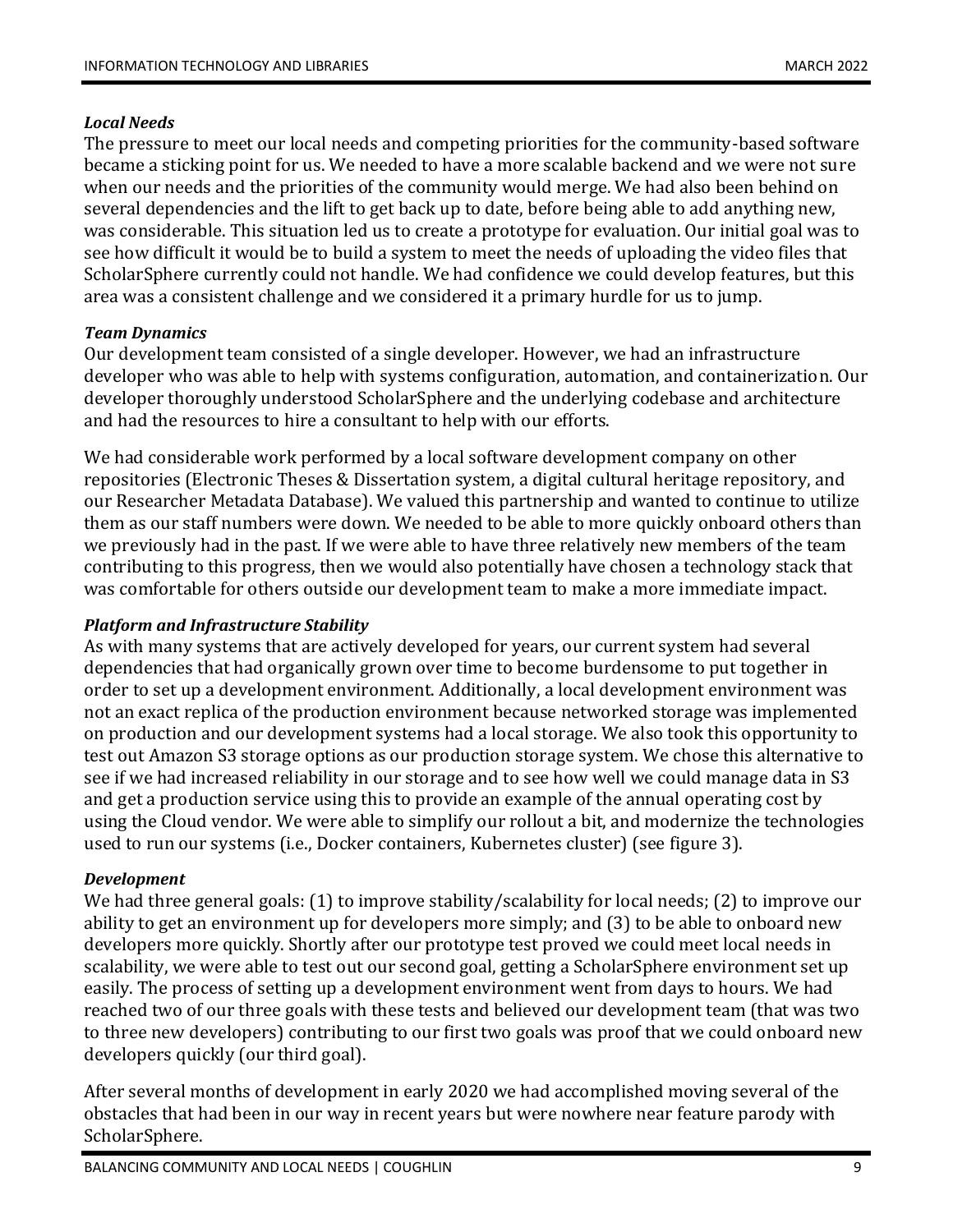***Local Needs***

The pressure to meet our local needs and competing priorities for the community-based software became a sticking point for us. We needed to have a more scalable backend and we were not sure when our needs and the priorities of the community would merge. We had also been behind on several dependencies and the lift to get back up to date, before being able to add anything new, was considerable. This situation led us to create a prototype for evaluation. Our initial goal was to see how difficult it would be to build a system to meet the needs of uploading the video files that ScholarSphere currently could not handle. We had confidence we could develop features, but this area was a consistent challenge and we considered it a primary hurdle for us to jump.

***Team Dynamics***

Our development team consisted of a single developer. However, we had an infrastructure developer who was able to help with systems configuration, automation, and containerization. Our developer thoroughly understood ScholarSphere and the underlying codebase and architecture and had the resources to hire a consultant to help with our efforts.

We had considerable work performed by a local software development company on other repositories (Electronic Theses & Dissertation system, a digital cultural heritage repository, and our Researcher Metadata Database). We valued this partnership and wanted to continue to utilize them as our staff numbers were down. We needed to be able to more quickly onboard others than we previously had in the past. If we were able to have three relatively new members of the team contributing to this progress, then we would also potentially have chosen a technology stack that was comfortable for others outside our development team to make a more immediate impact.

***Platform and Infrastructure Stability***

As with many systems that are actively developed for years, our current system had several dependencies that had organically grown over time to become burdensome to put together in order to set up a development environment. Additionally, a local development environment was not an exact replica of the production environment because networked storage was implemented on production and our development systems had a local storage. We also took this opportunity to test out Amazon S3 storage options as our production storage system. We chose this alternative to see if we had increased reliability in our storage and to see how well we could manage data in S3 and get a production service using this to provide an example of the annual operating cost by using the Cloud vendor. We were able to simplify our rollout a bit, and modernize the technologies used to run our systems (i.e., Docker containers, Kubernetes cluster) (see figure 3).

***Development***

We had three general goals: (1) to improve stability/scalability for local needs; (2) to improve our ability to get an environment up for developers more simply; and (3) to be able to onboard new developers more quickly. Shortly after our prototype test proved we could meet local needs in scalability, we were able to test out our second goal, getting a ScholarSphere environment set up easily. The process of setting up a development environment went from days to hours. We had reached two of our three goals with these tests and believed our development team (that was two to three new developers) contributing to our first two goals was proof that we could onboard new developers quickly (our third goal).

After several months of development in early 2020 we had accomplished moving several of the obstacles that had been in our way in recent years but were nowhere near feature parody with ScholarSphere.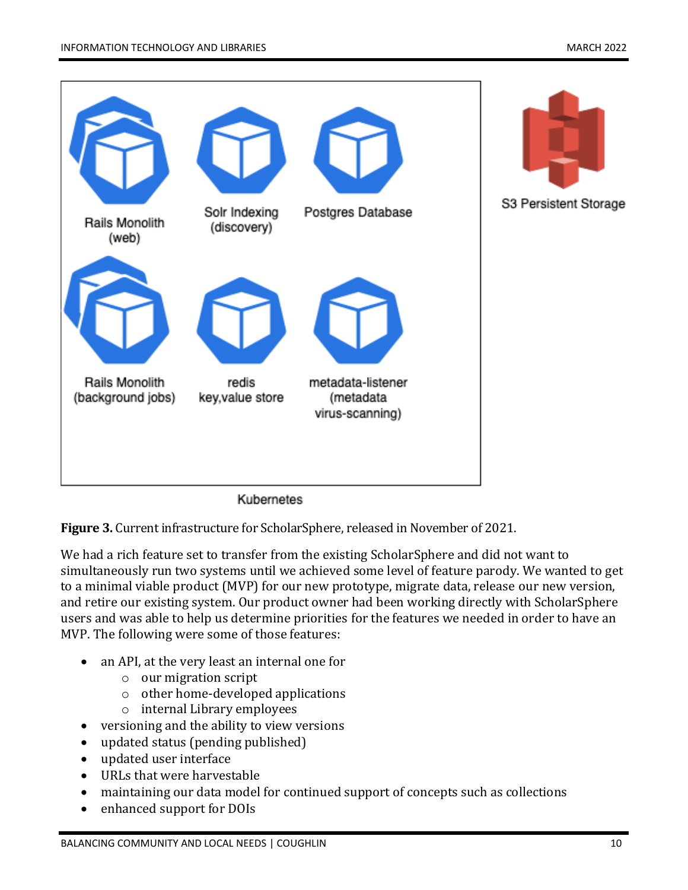**Figure 3.** Current infrastructure for ScholarSphere, released in November of 2021.

We had a rich feature set to transfer from the existing ScholarSphere and did not want to simultaneously run two systems until we achieved some level of feature parody. We wanted to get to a minimal viable product (MVP) for our new prototype, migrate data, release our new version, and retire our existing system. Our product owner had been working directly with ScholarSphere users and was able to help us determine priorities for the features we needed in order to have an MVP. The following were some of those features:

- an API, at the very least an internal one for
  - our migration script
  - other home-developed applications
  - internal Library employees
- versioning and the ability to view versions
- updated status (pending published)
- updated user interface
- URLs that were harvestable
- maintaining our data model for continued support of concepts such as collections
- enhanced support for DOIs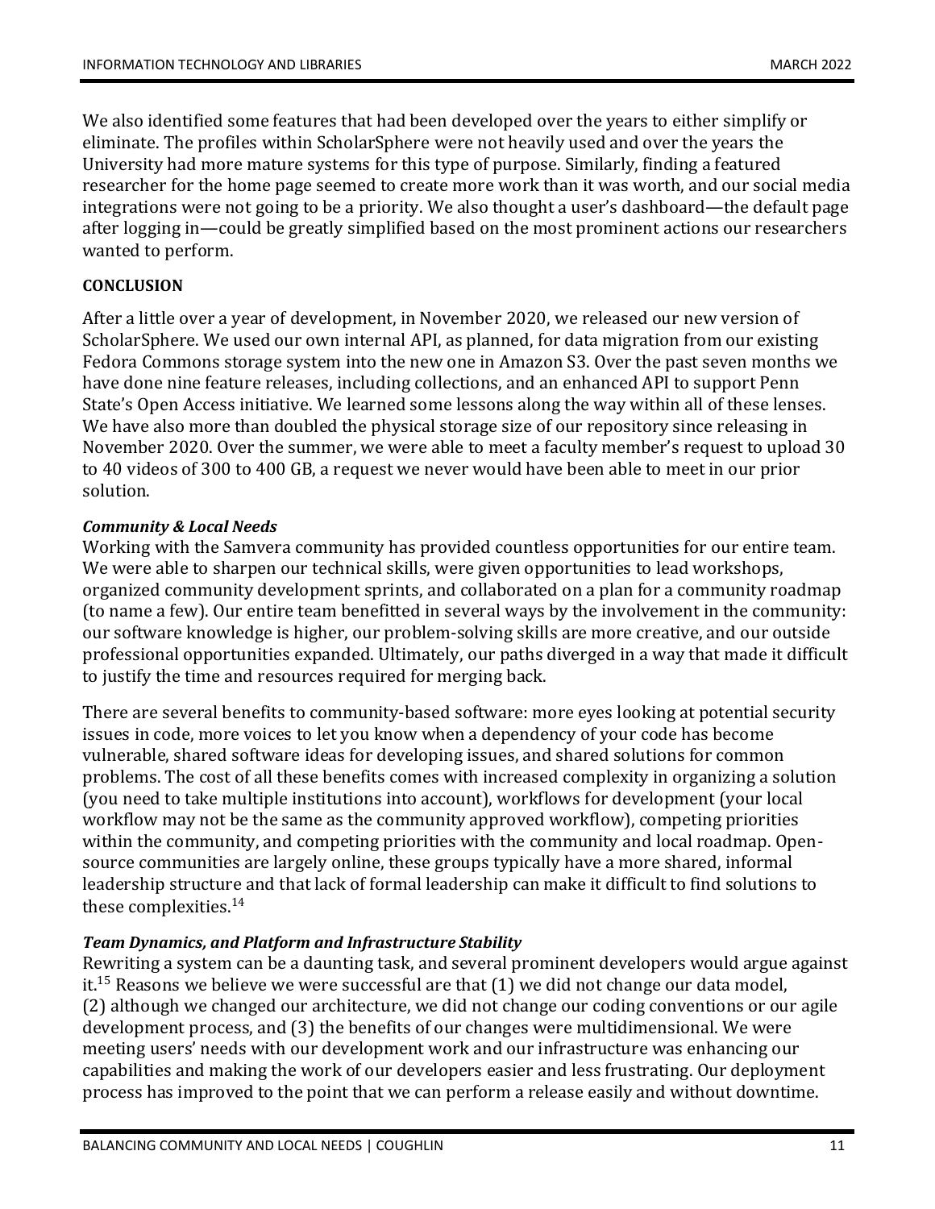We also identified some features that had been developed over the years to either simplify or eliminate. The profiles within ScholarSphere were not heavily used and over the years the University had more mature systems for this type of purpose. Similarly, finding a featured researcher for the home page seemed to create more work than it was worth, and our social media integrations were not going to be a priority. We also thought a user's dashboard—the default page after logging in—could be greatly simplified based on the most prominent actions our researchers wanted to perform.

## CONCLUSION

After a little over a year of development, in November 2020, we released our new version of ScholarSphere. We used our own internal API, as planned, for data migration from our existing Fedora Commons storage system into the new one in Amazon S3. Over the past seven months we have done nine feature releases, including collections, and an enhanced API to support Penn State's Open Access initiative. We learned some lessons along the way within all of these lenses. We have also more than doubled the physical storage size of our repository since releasing in November 2020. Over the summer, we were able to meet a faculty member's request to upload 30 to 40 videos of 300 to 400 GB, a request we never would have been able to meet in our prior solution.

### *Community & Local Needs*

Working with the Samvera community has provided countless opportunities for our entire team. We were able to sharpen our technical skills, were given opportunities to lead workshops, organized community development sprints, and collaborated on a plan for a community roadmap (to name a few). Our entire team benefitted in several ways by the involvement in the community: our software knowledge is higher, our problem-solving skills are more creative, and our outside professional opportunities expanded. Ultimately, our paths diverged in a way that made it difficult to justify the time and resources required for merging back.

There are several benefits to community-based software: more eyes looking at potential security issues in code, more voices to let you know when a dependency of your code has become vulnerable, shared software ideas for developing issues, and shared solutions for common problems. The cost of all these benefits comes with increased complexity in organizing a solution (you need to take multiple institutions into account), workflows for development (your local workflow may not be the same as the community approved workflow), competing priorities within the community, and competing priorities with the community and local roadmap. Open-source communities are largely online, these groups typically have a more shared, informal leadership structure and that lack of formal leadership can make it difficult to find solutions to these complexities.[14]

### *Team Dynamics, and Platform and Infrastructure Stability*

Rewriting a system can be a daunting task, and several prominent developers would argue against it.[15] Reasons we believe we were successful are that (1) we did not change our data model, (2) although we changed our architecture, we did not change our coding conventions or our agile development process, and (3) the benefits of our changes were multidimensional. We were meeting users' needs with our development work and our infrastructure was enhancing our capabilities and making the work of our developers easier and less frustrating. Our deployment process has improved to the point that we can perform a release easily and without downtime.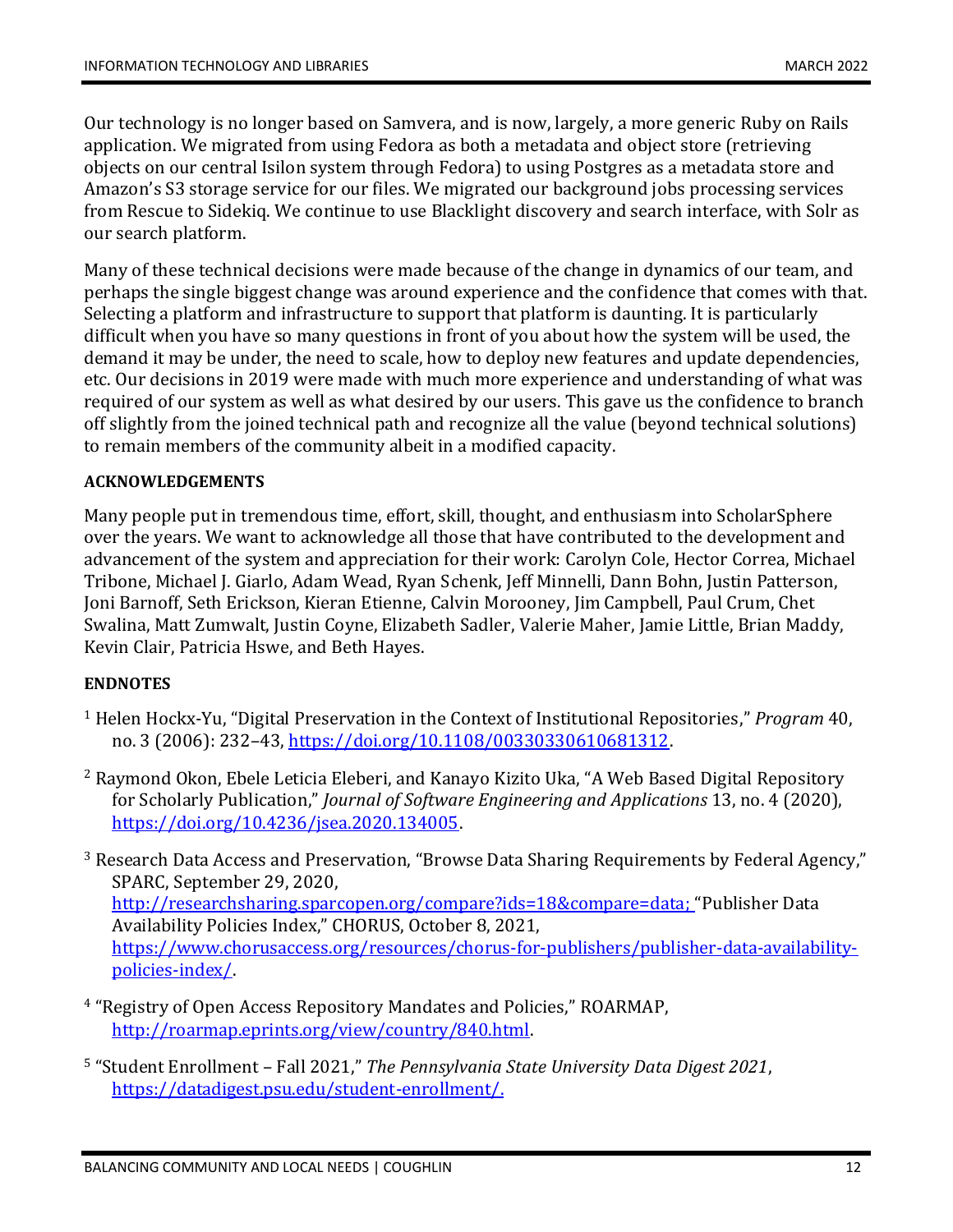Our technology is no longer based on Samvera, and is now, largely, a more generic Ruby on Rails application. We migrated from using Fedora as both a metadata and object store (retrieving objects on our central Isilon system through Fedora) to using Postgres as a metadata store and Amazon's S3 storage service for our files. We migrated our background jobs processing services from Rescue to Sidekiq. We continue to use Blacklight discovery and search interface, with Solr as our search platform.

Many of these technical decisions were made because of the change in dynamics of our team, and perhaps the single biggest change was around experience and the confidence that comes with that. Selecting a platform and infrastructure to support that platform is daunting. It is particularly difficult when you have so many questions in front of you about how the system will be used, the demand it may be under, the need to scale, how to deploy new features and update dependencies, etc. Our decisions in 2019 were made with much more experience and understanding of what was required of our system as well as what desired by our users. This gave us the confidence to branch off slightly from the joined technical path and recognize all the value (beyond technical solutions) to remain members of the community albeit in a modified capacity.

**ACKNOWLEDGEMENTS**

Many people put in tremendous time, effort, skill, thought, and enthusiasm into ScholarSphere over the years. We want to acknowledge all those that have contributed to the development and advancement of the system and appreciation for their work: Carolyn Cole, Hector Correa, Michael Tribone, Michael J. Giarlo, Adam Wead, Ryan Schenk, Jeff Minnelli, Dann Bohn, Justin Patterson, Joni Barnoff, Seth Erickson, Kieran Etienne, Calvin Morooney, Jim Campbell, Paul Crum, Chet Swalina, Matt Zumwalt, Justin Coyne, Elizabeth Sadler, Valerie Maher, Jamie Little, Brian Maddy, Kevin Clair, Patricia Hswe, and Beth Hayes.

**ENDNOTES**

[1] Helen Hockx-Yu, "Digital Preservation in the Context of Institutional Repositories," *Program* 40, no. 3 (2006): 232–43, https://doi.org/10.1108/00330330610681312.

[2] Raymond Okon, Ebele Leticia Eleberi, and Kanayo Kizito Uka, "A Web Based Digital Repository for Scholarly Publication," *Journal of Software Engineering and Applications* 13, no. 4 (2020), https://doi.org/10.4236/jsea.2020.134005.

[3] Research Data Access and Preservation, "Browse Data Sharing Requirements by Federal Agency," SPARC, September 29, 2020, http://researchsharing.sparcopen.org/compare?ids=18&compare=data; "Publisher Data Availability Policies Index," CHORUS, October 8, 2021, https://www.chorusaccess.org/resources/chorus-for-publishers/publisher-data-availability-policies-index/.

[4] "Registry of Open Access Repository Mandates and Policies," ROARMAP, http://roarmap.eprints.org/view/country/840.html.

[5] "Student Enrollment – Fall 2021," *The Pennsylvania State University Data Digest 2021*, https://datadigest.psu.edu/student-enrollment/.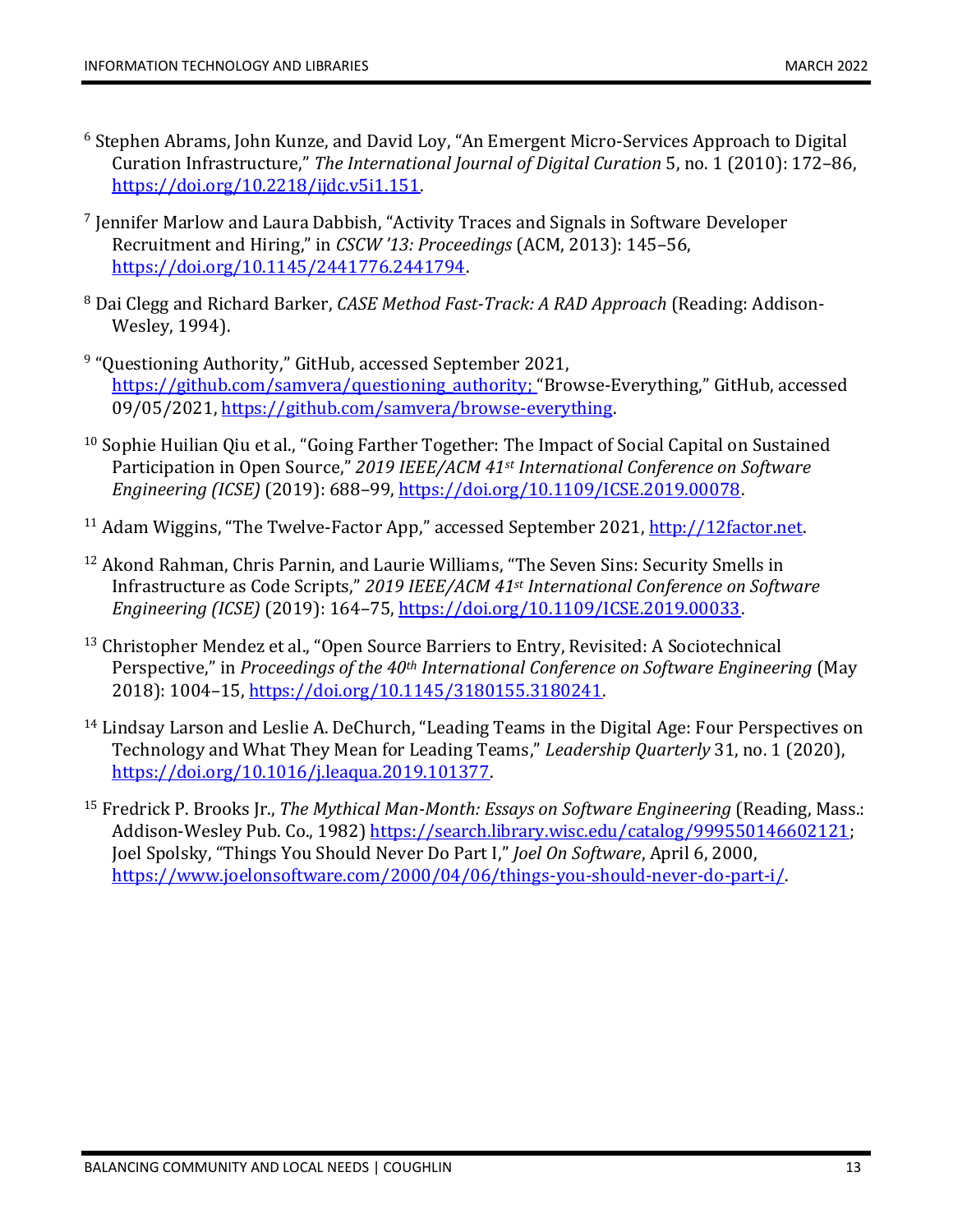[6] Stephen Abrams, John Kunze, and David Loy, "An Emergent Micro-Services Approach to Digital Curation Infrastructure," *The International Journal of Digital Curation* 5, no. 1 (2010): 172–86, https://doi.org/10.2218/ijdc.v5i1.151.

[7] Jennifer Marlow and Laura Dabbish, "Activity Traces and Signals in Software Developer Recruitment and Hiring," in *CSCW '13: Proceedings* (ACM, 2013): 145–56, https://doi.org/10.1145/2441776.2441794.

[8] Dai Clegg and Richard Barker, *CASE Method Fast-Track: A RAD Approach* (Reading: Addison-Wesley, 1994).

[9] "Questioning Authority," GitHub, accessed September 2021, https://github.com/samvera/questioning_authority; "Browse-Everything," GitHub, accessed 09/05/2021, https://github.com/samvera/browse-everything.

[10] Sophie Huilian Qiu et al., "Going Farther Together: The Impact of Social Capital on Sustained Participation in Open Source," *2019 IEEE/ACM 41st International Conference on Software Engineering (ICSE)* (2019): 688–99, https://doi.org/10.1109/ICSE.2019.00078.

[11] Adam Wiggins, "The Twelve-Factor App," accessed September 2021, http://12factor.net.

[12] Akond Rahman, Chris Parnin, and Laurie Williams, "The Seven Sins: Security Smells in Infrastructure as Code Scripts," *2019 IEEE/ACM 41st International Conference on Software Engineering (ICSE)* (2019): 164–75, https://doi.org/10.1109/ICSE.2019.00033.

[13] Christopher Mendez et al., "Open Source Barriers to Entry, Revisited: A Sociotechnical Perspective," in *Proceedings of the 40th International Conference on Software Engineering* (May 2018): 1004–15, https://doi.org/10.1145/3180155.3180241.

[14] Lindsay Larson and Leslie A. DeChurch, "Leading Teams in the Digital Age: Four Perspectives on Technology and What They Mean for Leading Teams," *Leadership Quarterly* 31, no. 1 (2020), https://doi.org/10.1016/j.leaqua.2019.101377.

[15] Fredrick P. Brooks Jr., *The Mythical Man-Month: Essays on Software Engineering* (Reading, Mass.: Addison-Wesley Pub. Co., 1982) https://search.library.wisc.edu/catalog/999550146602121; Joel Spolsky, "Things You Should Never Do Part I," *Joel On Software*, April 6, 2000, https://www.joelonsoftware.com/2000/04/06/things-you-should-never-do-part-i/.